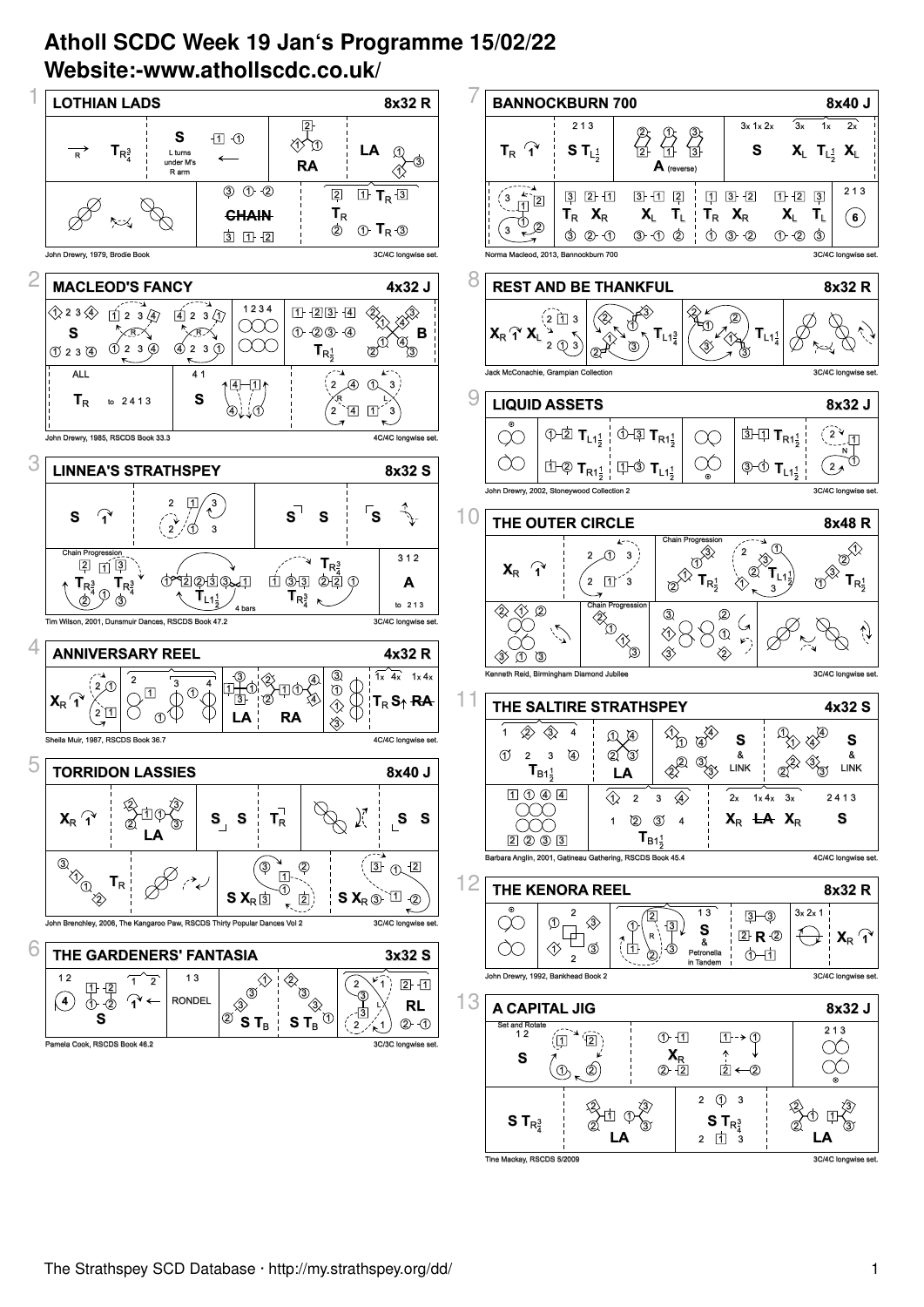# Atholl SCDC Week 19 Jan's Programme 15/02/22
# Website:-www.athollscdc.co.uk/

## 1. LOTHIAN LADS — 8x32 R

R $T_{R\frac{3}{4}}$ | S (L turns under M's R arm) | RA | LA

CHAIN | $T_R$

John Drewry, 1979, Brodie Book — 3C/4C longwise set.

## 2. MACLEOD'S FANCY — 4x32 J

S | $T_{R\frac{1}{2}}$ | B

ALL $T_R$ to 2 4 1 3 | 4 1 S

John Drewry, 1985, RSCDS Book 33.3 — 4C/4C longwise set.

## 3. LINNEA'S STRATHSPEY — 8x32 S

S 1 | S S | S

Chain Progression $T_{R\frac{3}{4}}$ $T_{R\frac{3}{4}}$ | $T_{L1\frac{1}{2}}$ (4 bars) | $T_{R\frac{3}{4}}$ $T_{R\frac{3}{4}}$ | 3 1 2 A to 2 1 3

Tim Wilson, 2001, Dunsmuir Dances, RSCDS Book 47.2 — 3C/4C longwise set.

## 4. ANNIVERSARY REEL — 4x32 R

$X_R$ 1 | LA RA | 1x 4x 1x 4x $T_R$ S RA

Sheila Muir, 1987, RSCDS Book 36.7 — 4C/4C longwise set.

## 5. TORRIDON LASSIES — 8x40 J

$X_R$ 1 | LA | S S $T_R$ | S S

$T_R$ | S $X_R$ | S $X_R$

John Brenchley, 2006, The Kangaroo Paw, RSCDS Thirty Popular Dances Vol 2 — 3C/4C longwise set.

## 6. THE GARDENERS' FANTASIA — 3x32 S

1 2 (4) S | 1 3 RONDEL | S $T_B$ | S $T_B$ | RL

Pamela Cook, RSCDS Book 46.2 — 3C/3C longwise set.

## 7. BANNOCKBURN 700 — 8x40 J

$T_R$ 1 | 2 1 3 S $T_{L\frac{1}{2}}$ | A (reverse) | 3x 1x 2x S | 3x 1x 2x $X_L$ $T_{L\frac{1}{2}}$ $X_L$

$T_R$ $X_R$ | $X_L$ $T_L$ | $T_R$ $X_R$ | $X_L$ $T_L$ | 2 1 3 (6)

Norma Macleod, 2013, Bannockburn 700 — 3C/4C longwise set.

## 8. REST AND BE THANKFUL — 8x32 R

$X_R$ 1 $X_L$ | $T_{L1\frac{3}{4}}$ | $T_{L1\frac{1}{4}}$

Jack McConachie, Grampian Collection — 3C/4C longwise set.

## 9. LIQUID ASSETS — 8x32 J

$T_{L1\frac{1}{2}}$ $T_{R1\frac{1}{2}}$ | $T_{R1\frac{1}{2}}$ $T_{L1\frac{1}{2}}$ | $T_{R1\frac{1}{2}}$ $T_{L1\frac{1}{2}}$ | N

John Drewry, 2002, Stoneywood Collection 2 — 3C/4C longwise set.

## 10. THE OUTER CIRCLE — 8x48 R

$X_R$ 1 | Chain Progression $T_{R\frac{1}{2}}$ | $T_{L1\frac{1}{2}}$ | $T_{R\frac{1}{2}}$

Chain Progression

Kenneth Reid, Birmingham Diamond Jubilee — 3C/4C longwise set.

## 11. THE SALTIRE STRATHSPEY — 4x32 S

$T_{B1\frac{1}{2}}$ | LA | S & LINK | S & LINK

$T_{B1\frac{1}{2}}$ | 2x 1x 4x 3x $X_R$ LA $X_R$ | 2 4 1 3 S

Barbara Anglin, 2001, Gatineau Gathering, RSCDS Book 45.4 — 4C/4C longwise set.

## 12. THE KENORA REEL — 8x32 R

R | 1 3 S & Petronella in Tandem | R | 3x 2x 1 $X_R$ 1

John Drewry, 1992, Bankhead Book 2 — 3C/4C longwise set.

## 13. A CAPITAL JIG — 8x32 J

Set and Rotate 1 2 S | $X_R$ | 2 1 3

S $T_{R\frac{3}{4}}$ | LA | S $T_{R\frac{3}{4}}$ | LA

Tine Mackay, RSCDS 5/2009 — 3C/4C longwise set.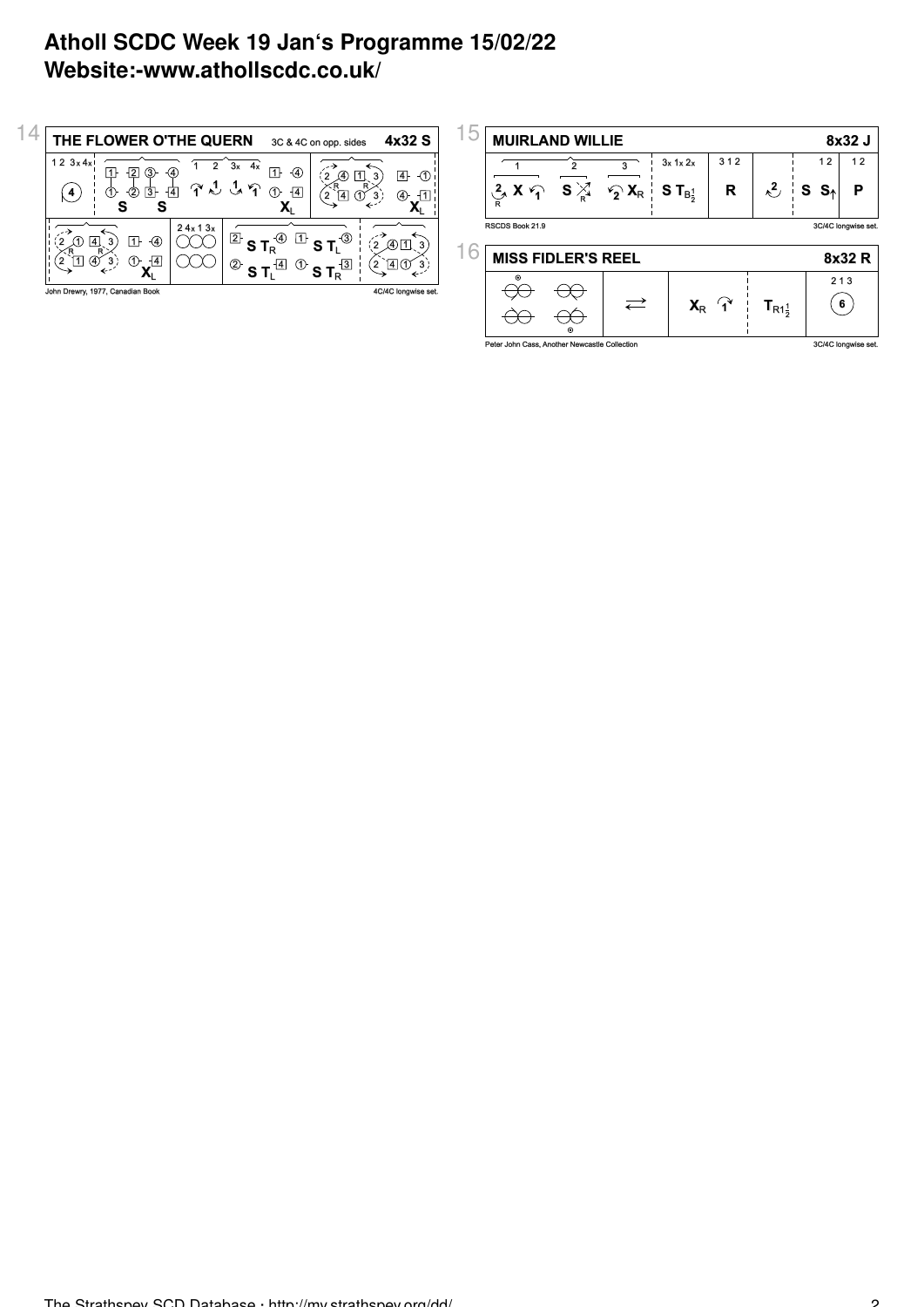# Atholl SCDC Week 19 Jan's Programme 15/02/22
# Website:-www.athollscdc.co.uk/

14

**THE FLOWER O'THE QUERN** 3C & 4C on opp. sides **4x32 S**

1 2 3x 4x — 4 — S S — $X_L$ — $X_L$

2 4x 1 3x — $S\ T_R$ — $S\ T_L$ — $S\ T_L$ — $S\ T_R$ — $X_L$

John Drewry, 1977, Canadian Book — 4C/4C longwise set.

15

**MUIRLAND WILLIE** **8x32 J**

1 — 2 — 3 — 3x 1x 2x — 3 1 2 — 1 2 — 1 2

X — S — $X_R$ — $S\ T_{B\frac{1}{2}}$ — R — S S — P

RSCDS Book 21.9 — 3C/4C longwise set.

16

**MISS FIDLER'S REEL** **8x32 R**

$X_R$ — $T_{R1\frac{1}{2}}$ — 2 1 3 — 6

Peter John Cass, Another Newcastle Collection — 3C/4C longwise set.